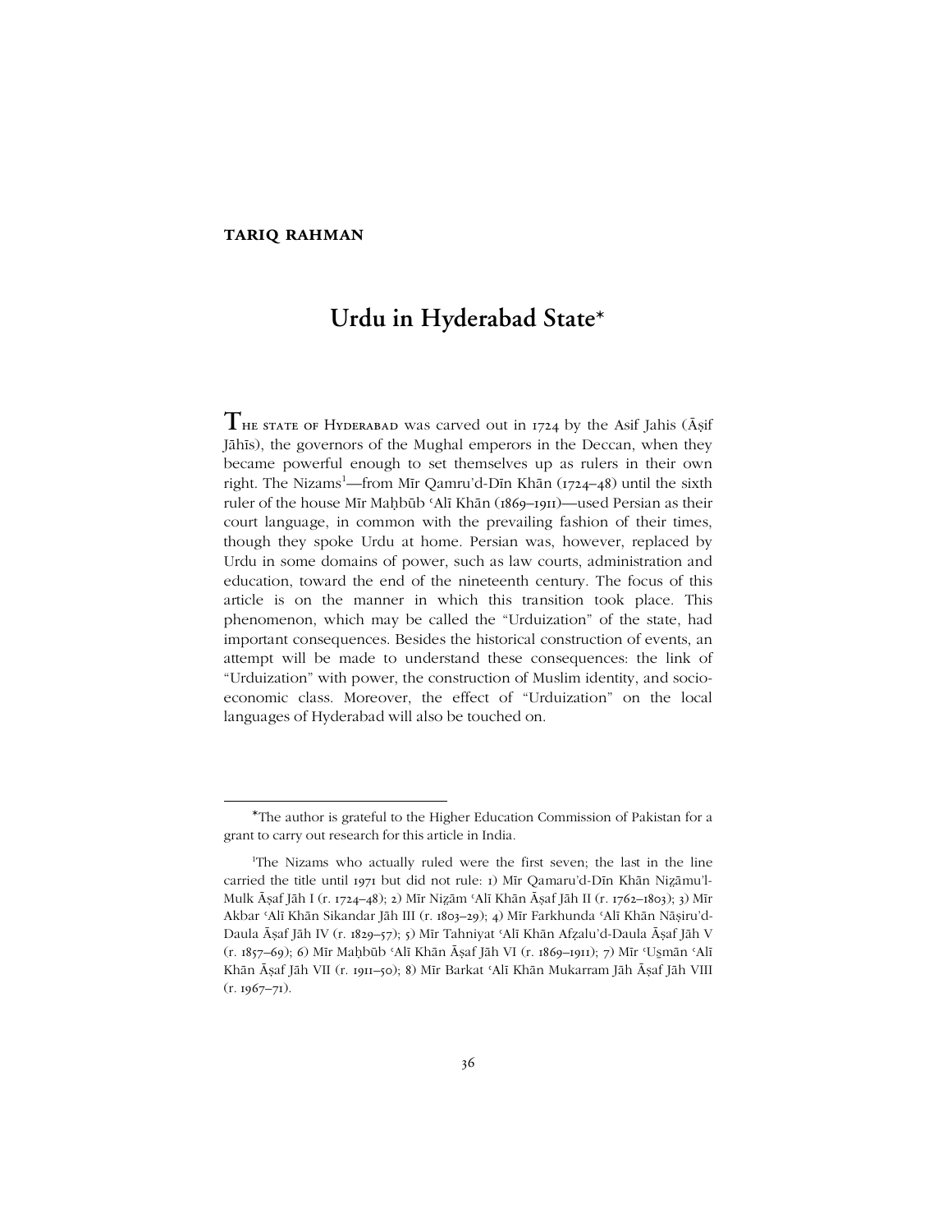**TARIQ RAHMAN**

# Urdu in Hyderabad State*

THE STATE OF HYDERABAD was carved out in 1724 by the Asif Jahis (Āṣif Jāhīs), the governors of the Mughal emperors in the Deccan, when they became powerful enough to set themselves up as rulers in their own right. The Nizams[1]—from Mīr Qamru'd-Dīn Khān (1724–48) until the sixth ruler of the house Mīr Maḥbūb ʿAlī Khān (1869–1911)—used Persian as their court language, in common with the prevailing fashion of their times, though they spoke Urdu at home. Persian was, however, replaced by Urdu in some domains of power, such as law courts, administration and education, toward the end of the nineteenth century. The focus of this article is on the manner in which this transition took place. This phenomenon, which may be called the "Urduization" of the state, had important consequences. Besides the historical construction of events, an attempt will be made to understand these consequences: the link of "Urduization" with power, the construction of Muslim identity, and socio-economic class. Moreover, the effect of "Urduization" on the local languages of Hyderabad will also be touched on.

---

*The author is grateful to the Higher Education Commission of Pakistan for a grant to carry out research for this article in India.

[1]The Nizams who actually ruled were the first seven; the last in the line carried the title until 1971 but did not rule: 1) Mīr Qamaru'd-Dīn Khān Niẓāmu'l-Mulk Āṣaf Jāh I (r. 1724–48); 2) Mīr Niẓām ʿAlī Khān Āṣaf Jāh II (r. 1762–1803); 3) Mīr Akbar ʿAlī Khān Sikandar Jāh III (r. 1803–29); 4) Mīr Farkhunda ʿAlī Khān Nāṣiru'd-Daula Āṣaf Jāh IV (r. 1829–57); 5) Mīr Tahniyat ʿAlī Khān Afẓalu'd-Daula Āṣaf Jāh V (r. 1857–69); 6) Mīr Maḥbūb ʿAlī Khān Āṣaf Jāh VI (r. 1869–1911); 7) Mīr ʿUs̱mān ʿAlī Khān Āṣaf Jāh VII (r. 1911–50); 8) Mīr Barkat ʿAlī Khān Mukarram Jāh Āṣaf Jāh VIII (r. 1967–71).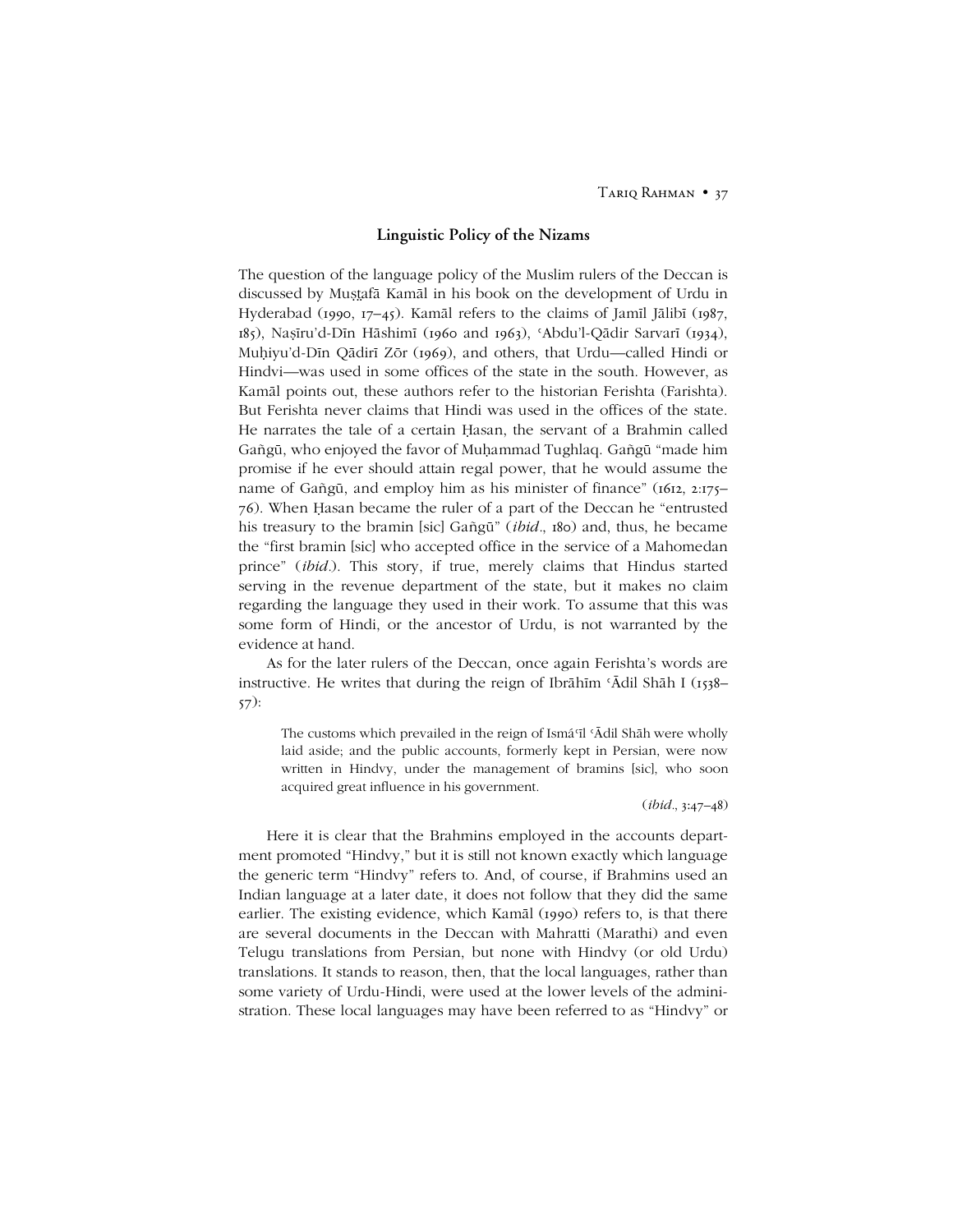## Linguistic Policy of the Nizams

The question of the language policy of the Muslim rulers of the Deccan is discussed by Muṣṭafā Kamāl in his book on the development of Urdu in Hyderabad (1990, 17–45). Kamāl refers to the claims of Jamīl Jālibī (1987, 185), Naṣīru'd-Dīn Hāshimī (1960 and 1963), ʿAbdu'l-Qādir Sarvarī (1934), Muḥiyu'd-Dīn Qādirī Zōr (1969), and others, that Urdu—called Hindi or Hindvi—was used in some offices of the state in the south. However, as Kamāl points out, these authors refer to the historian Ferishta (Farishta). But Ferishta never claims that Hindi was used in the offices of the state. He narrates the tale of a certain Ḥasan, the servant of a Brahmin called Gañgū, who enjoyed the favor of Muḥammad Tughlaq. Gañgū "made him promise if he ever should attain regal power, that he would assume the name of Gañgū, and employ him as his minister of finance" (1612, 2:175–76). When Ḥasan became the ruler of a part of the Deccan he "entrusted his treasury to the bramin [sic] Gañgū" (*ibid*., 180) and, thus, he became the "first bramin [sic] who accepted office in the service of a Mahomedan prince" (*ibid*.). This story, if true, merely claims that Hindus started serving in the revenue department of the state, but it makes no claim regarding the language they used in their work. To assume that this was some form of Hindi, or the ancestor of Urdu, is not warranted by the evidence at hand.

As for the later rulers of the Deccan, once again Ferishta's words are instructive. He writes that during the reign of Ibrāhīm ʿĀdil Shāh I (1538–57):

> The customs which prevailed in the reign of Ismáʿīl ʿĀdil Shāh were wholly laid aside; and the public accounts, formerly kept in Persian, were now written in Hindvy, under the management of bramins [sic], who soon acquired great influence in his government.
>
> (*ibid*., 3:47–48)

Here it is clear that the Brahmins employed in the accounts department promoted "Hindvy," but it is still not known exactly which language the generic term "Hindvy" refers to. And, of course, if Brahmins used an Indian language at a later date, it does not follow that they did the same earlier. The existing evidence, which Kamāl (1990) refers to, is that there are several documents in the Deccan with Mahratti (Marathi) and even Telugu translations from Persian, but none with Hindvy (or old Urdu) translations. It stands to reason, then, that the local languages, rather than some variety of Urdu-Hindi, were used at the lower levels of the administration. These local languages may have been referred to as "Hindvy" or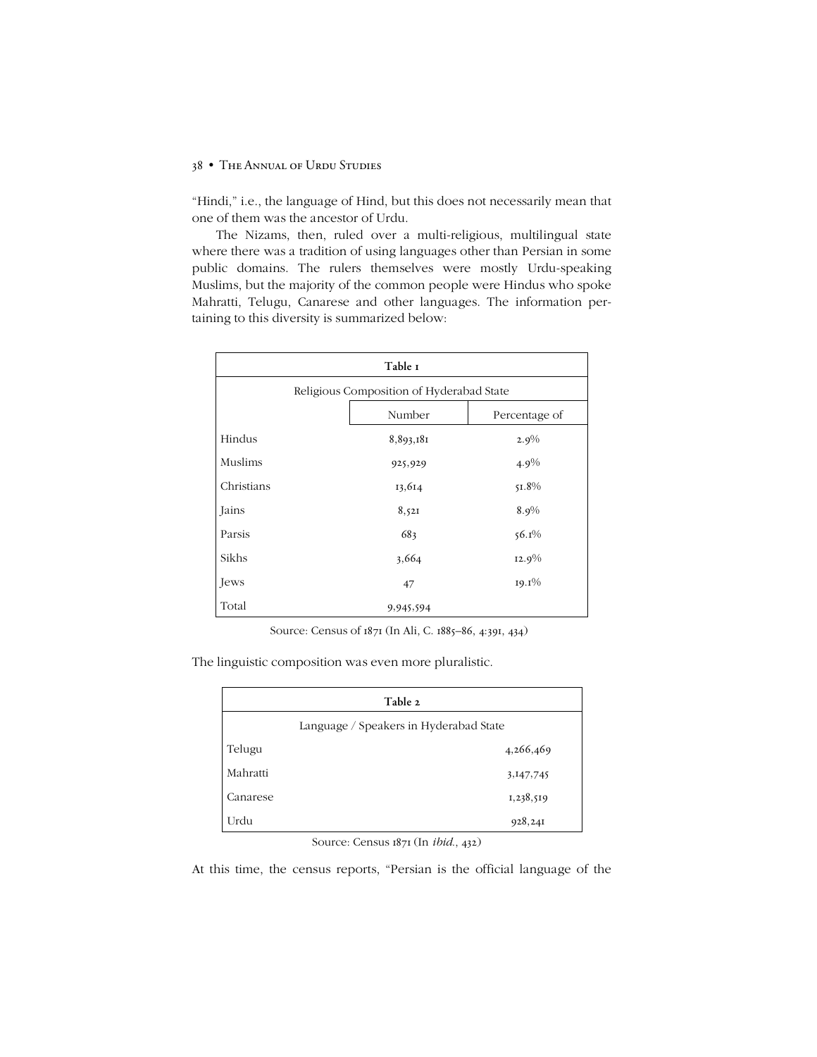"Hindi," i.e., the language of Hind, but this does not necessarily mean that one of them was the ancestor of Urdu.

The Nizams, then, ruled over a multi-religious, multilingual state where there was a tradition of using languages other than Persian in some public domains. The rulers themselves were mostly Urdu-speaking Muslims, but the majority of the common people were Hindus who spoke Mahratti, Telugu, Canarese and other languages. The information pertaining to this diversity is summarized below:

| Table 1 | | |
|---|---|---|
| Religious Composition of Hyderabad State | | |
| | Number | Percentage of |
| Hindus | 8,893,181 | 2.9% |
| Muslims | 925,929 | 4.9% |
| Christians | 13,614 | 51.8% |
| Jains | 8,521 | 8.9% |
| Parsis | 683 | 56.1% |
| Sikhs | 3,664 | 12.9% |
| Jews | 47 | 19.1% |
| Total | 9,945,594 | |

Source: Census of 1871 (In Ali, C. 1885–86, 4:391, 434)

The linguistic composition was even more pluralistic.

| Table 2 | |
|---|---|
| Language / Speakers in Hyderabad State | |
| Telugu | 4,266,469 |
| Mahratti | 3,147,745 |
| Canarese | 1,238,519 |
| Urdu | 928,241 |

Source: Census 1871 (In *ibid.*, 432)

At this time, the census reports, "Persian is the official language of the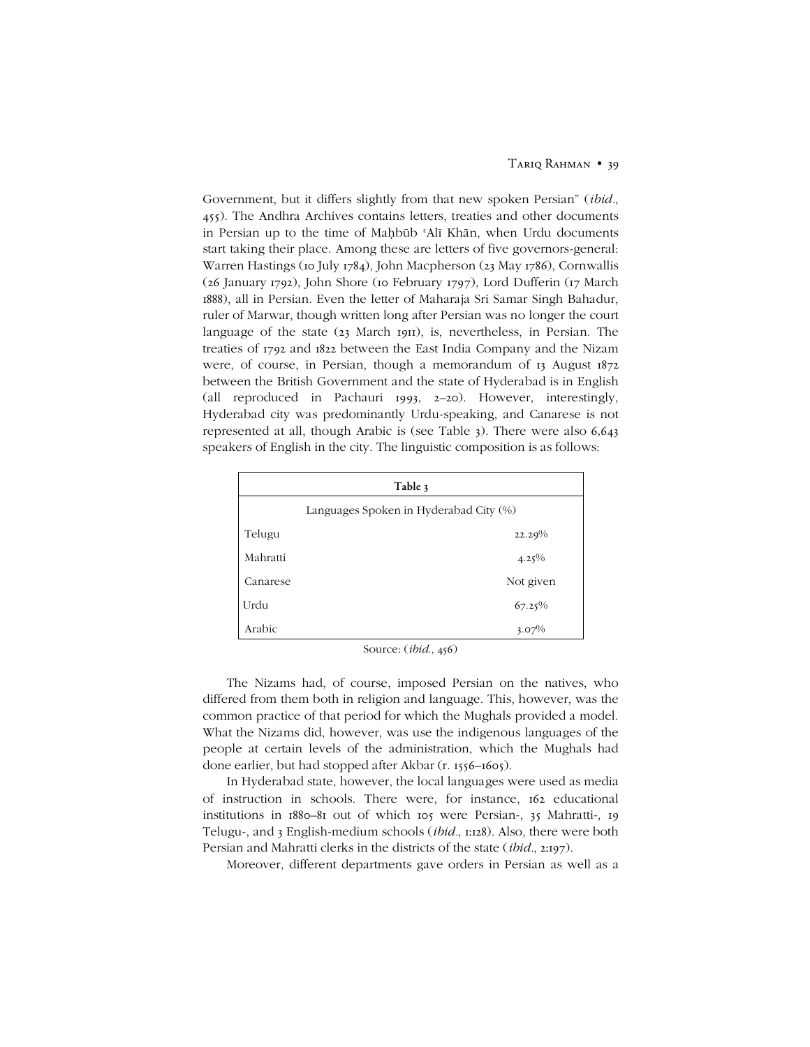Government, but it differs slightly from that new spoken Persian" (*ibid*., 455). The Andhra Archives contains letters, treaties and other documents in Persian up to the time of Maḥbūb ʿAlī Khān, when Urdu documents start taking their place. Among these are letters of five governors-general: Warren Hastings (10 July 1784), John Macpherson (23 May 1786), Cornwallis (26 January 1792), John Shore (10 February 1797), Lord Dufferin (17 March 1888), all in Persian. Even the letter of Maharaja Sri Samar Singh Bahadur, ruler of Marwar, though written long after Persian was no longer the court language of the state (23 March 1911), is, nevertheless, in Persian. The treaties of 1792 and 1822 between the East India Company and the Nizam were, of course, in Persian, though a memorandum of 13 August 1872 between the British Government and the state of Hyderabad is in English (all reproduced in Pachauri 1993, 2–20). However, interestingly, Hyderabad city was predominantly Urdu-speaking, and Canarese is not represented at all, though Arabic is (see Table 3). There were also 6,643 speakers of English in the city. The linguistic composition is as follows:

**Table 3**

Languages Spoken in Hyderabad City (%)

| Language | % |
|---|---|
| Telugu | 22.29% |
| Mahratti | 4.25% |
| Canarese | Not given |
| Urdu | 67.25% |
| Arabic | 3.07% |

Source: (*ibid*., 456)

The Nizams had, of course, imposed Persian on the natives, who differed from them both in religion and language. This, however, was the common practice of that period for which the Mughals provided a model. What the Nizams did, however, was use the indigenous languages of the people at certain levels of the administration, which the Mughals had done earlier, but had stopped after Akbar (r. 1556–1605).

In Hyderabad state, however, the local languages were used as media of instruction in schools. There were, for instance, 162 educational institutions in 1880–81 out of which 105 were Persian-, 35 Mahratti-, 19 Telugu-, and 3 English-medium schools (*ibid*., 1:128). Also, there were both Persian and Mahratti clerks in the districts of the state (*ibid*., 2:197).

Moreover, different departments gave orders in Persian as well as a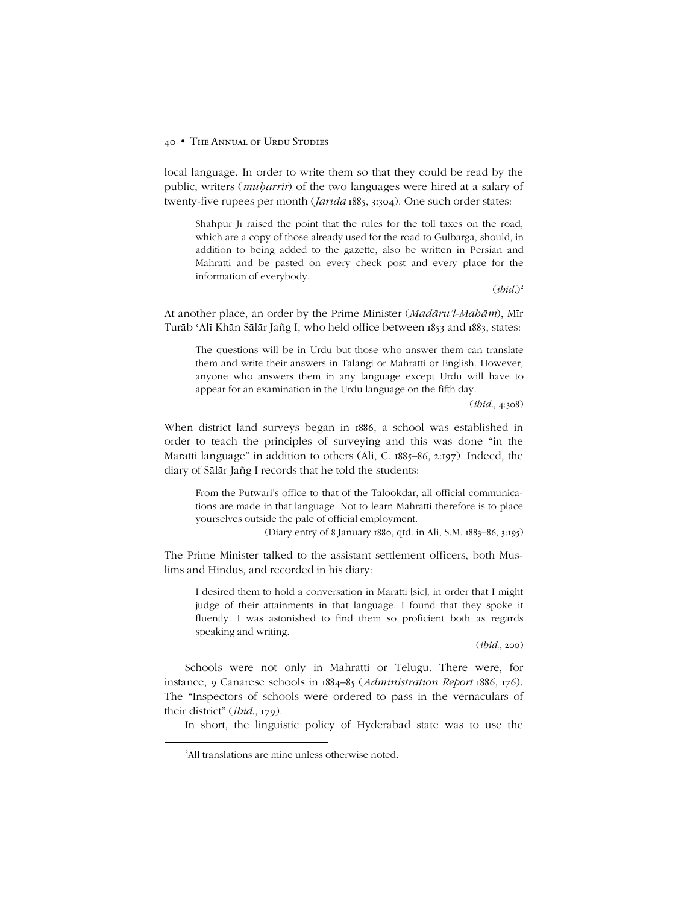local language. In order to write them so that they could be read by the public, writers (*muḥarrir*) of the two languages were hired at a salary of twenty-five rupees per month (*Jarīda* 1885, 3:304). One such order states:

> Shahpūr Jī raised the point that the rules for the toll taxes on the road, which are a copy of those already used for the road to Gulbarga, should, in addition to being added to the gazette, also be written in Persian and Mahratti and be pasted on every check post and every place for the information of everybody.
>
> (*ibid.*)[2]

At another place, an order by the Prime Minister (*Madāru'l-Mahām*), Mīr Turāb ʿAlī Khān Sālār Jañg I, who held office between 1853 and 1883, states:

> The questions will be in Urdu but those who answer them can translate them and write their answers in Talangi or Mahratti or English. However, anyone who answers them in any language except Urdu will have to appear for an examination in the Urdu language on the fifth day.
>
> (*ibid.*, 4:308)

When district land surveys began in 1886, a school was established in order to teach the principles of surveying and this was done "in the Maratti language" in addition to others (Ali, C. 1885–86, 2:197). Indeed, the diary of Sālār Jañg I records that he told the students:

> From the Putwari's office to that of the Talookdar, all official communications are made in that language. Not to learn Mahratti therefore is to place yourselves outside the pale of official employment.
>
> (Diary entry of 8 January 1880, qtd. in Ali, S.M. 1883–86, 3:195)

The Prime Minister talked to the assistant settlement officers, both Muslims and Hindus, and recorded in his diary:

> I desired them to hold a conversation in Maratti [sic], in order that I might judge of their attainments in that language. I found that they spoke it fluently. I was astonished to find them so proficient both as regards speaking and writing.
>
> (*ibid.*, 200)

Schools were not only in Mahratti or Telugu. There were, for instance, 9 Canarese schools in 1884–85 (*Administration Report* 1886, 176). The "Inspectors of schools were ordered to pass in the vernaculars of their district" (*ibid.*, 179).

In short, the linguistic policy of Hyderabad state was to use the

---

[2]All translations are mine unless otherwise noted.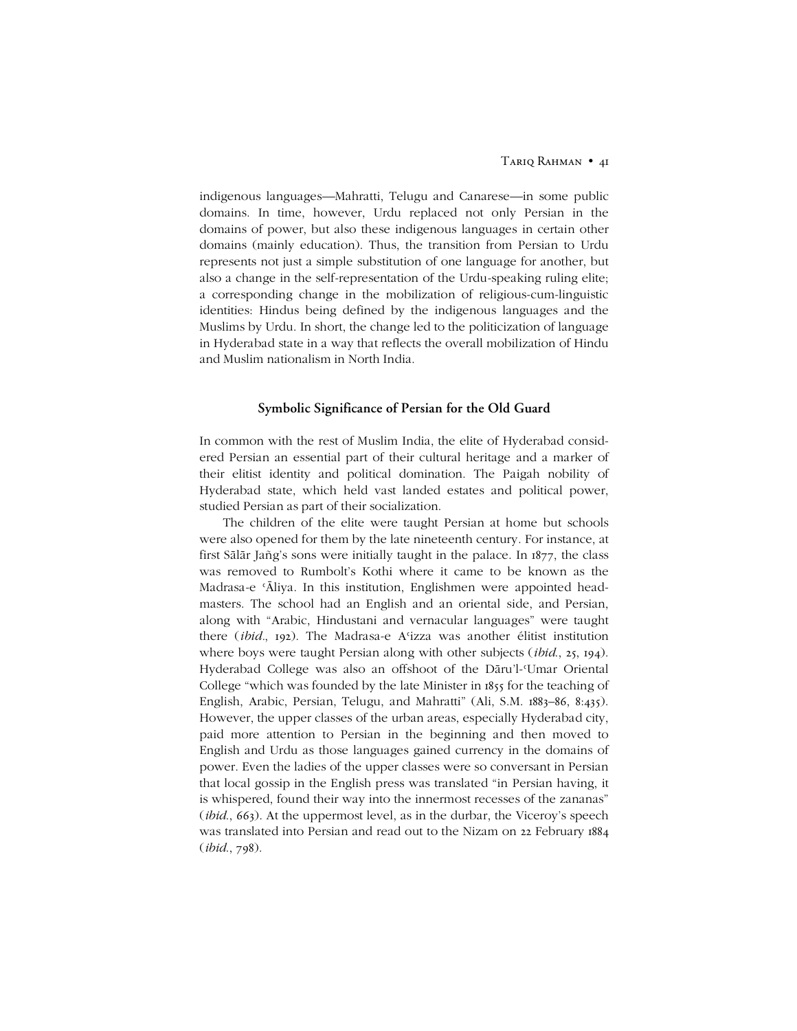indigenous languages—Mahratti, Telugu and Canarese—in some public domains. In time, however, Urdu replaced not only Persian in the domains of power, but also these indigenous languages in certain other domains (mainly education). Thus, the transition from Persian to Urdu represents not just a simple substitution of one language for another, but also a change in the self-representation of the Urdu-speaking ruling elite; a corresponding change in the mobilization of religious-cum-linguistic identities: Hindus being defined by the indigenous languages and the Muslims by Urdu. In short, the change led to the politicization of language in Hyderabad state in a way that reflects the overall mobilization of Hindu and Muslim nationalism in North India.

## Symbolic Significance of Persian for the Old Guard

In common with the rest of Muslim India, the elite of Hyderabad considered Persian an essential part of their cultural heritage and a marker of their elitist identity and political domination. The Paigah nobility of Hyderabad state, which held vast landed estates and political power, studied Persian as part of their socialization.

The children of the elite were taught Persian at home but schools were also opened for them by the late nineteenth century. For instance, at first Sālār Jañg's sons were initially taught in the palace. In 1877, the class was removed to Rumbolt's Kothi where it came to be known as the Madrasa-e ʿĀliya. In this institution, Englishmen were appointed headmasters. The school had an English and an oriental side, and Persian, along with "Arabic, Hindustani and vernacular languages" were taught there (*ibid*., 192). The Madrasa-e Aʿizza was another élitist institution where boys were taught Persian along with other subjects (*ibid*., 25, 194). Hyderabad College was also an offshoot of the Dāru'l-ʿUmar Oriental College "which was founded by the late Minister in 1855 for the teaching of English, Arabic, Persian, Telugu, and Mahratti" (Ali, S.M. 1883–86, 8:435). However, the upper classes of the urban areas, especially Hyderabad city, paid more attention to Persian in the beginning and then moved to English and Urdu as those languages gained currency in the domains of power. Even the ladies of the upper classes were so conversant in Persian that local gossip in the English press was translated "in Persian having, it is whispered, found their way into the innermost recesses of the zananas" (*ibid*., 663). At the uppermost level, as in the durbar, the Viceroy's speech was translated into Persian and read out to the Nizam on 22 February 1884 (*ibid*., 798).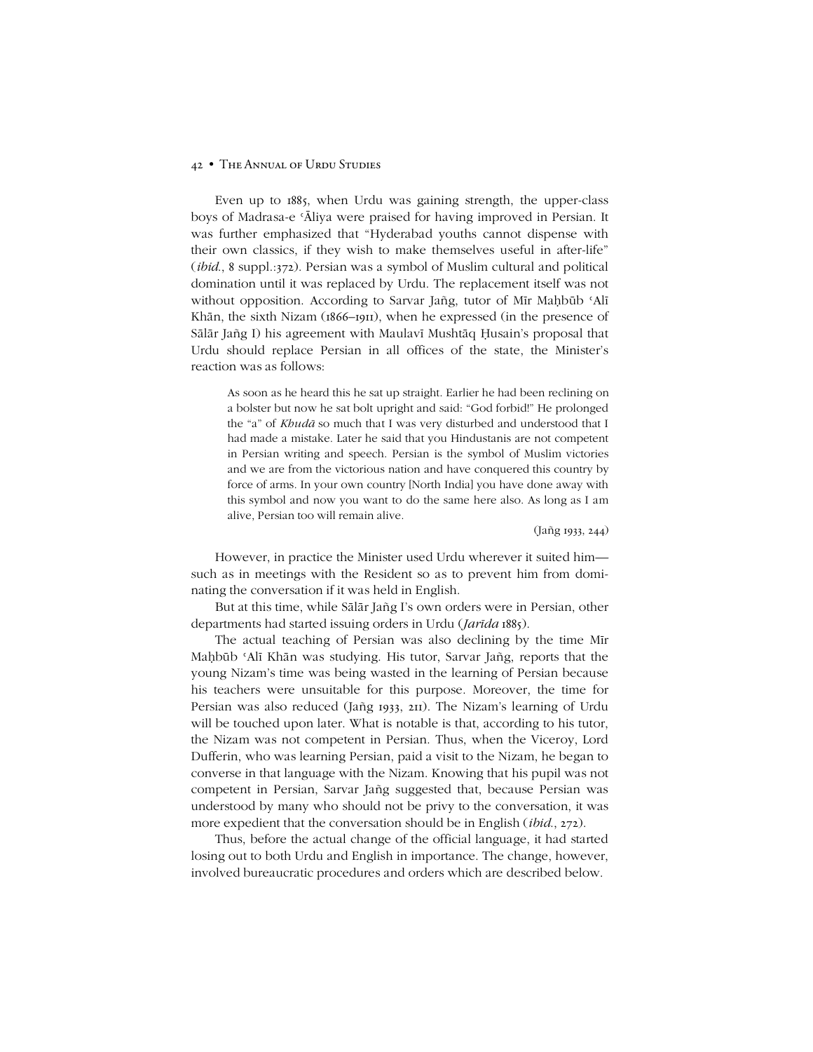Even up to 1885, when Urdu was gaining strength, the upper-class boys of Madrasa-e ʿĀliya were praised for having improved in Persian. It was further emphasized that "Hyderabad youths cannot dispense with their own classics, if they wish to make themselves useful in after-life" (*ibid.*, 8 suppl.:372). Persian was a symbol of Muslim cultural and political domination until it was replaced by Urdu. The replacement itself was not without opposition. According to Sarvar Jañg, tutor of Mīr Maḥbūb ʿAlī Khān, the sixth Nizam (1866–1911), when he expressed (in the presence of Sālār Jañg I) his agreement with Maulavī Mushtāq Ḥusain's proposal that Urdu should replace Persian in all offices of the state, the Minister's reaction was as follows:

> As soon as he heard this he sat up straight. Earlier he had been reclining on a bolster but now he sat bolt upright and said: "God forbid!" He prolonged the "a" of *Khudā* so much that I was very disturbed and understood that I had made a mistake. Later he said that you Hindustanis are not competent in Persian writing and speech. Persian is the symbol of Muslim victories and we are from the victorious nation and have conquered this country by force of arms. In your own country [North India] you have done away with this symbol and now you want to do the same here also. As long as I am alive, Persian too will remain alive.
>
> (Jañg 1933, 244)

However, in practice the Minister used Urdu wherever it suited him—such as in meetings with the Resident so as to prevent him from dominating the conversation if it was held in English.

But at this time, while Sālār Jañg I's own orders were in Persian, other departments had started issuing orders in Urdu (*Jarīda* 1885).

The actual teaching of Persian was also declining by the time Mīr Maḥbūb ʿAlī Khān was studying. His tutor, Sarvar Jañg, reports that the young Nizam's time was being wasted in the learning of Persian because his teachers were unsuitable for this purpose. Moreover, the time for Persian was also reduced (Jañg 1933, 211). The Nizam's learning of Urdu will be touched upon later. What is notable is that, according to his tutor, the Nizam was not competent in Persian. Thus, when the Viceroy, Lord Dufferin, who was learning Persian, paid a visit to the Nizam, he began to converse in that language with the Nizam. Knowing that his pupil was not competent in Persian, Sarvar Jañg suggested that, because Persian was understood by many who should not be privy to the conversation, it was more expedient that the conversation should be in English (*ibid.*, 272).

Thus, before the actual change of the official language, it had started losing out to both Urdu and English in importance. The change, however, involved bureaucratic procedures and orders which are described below.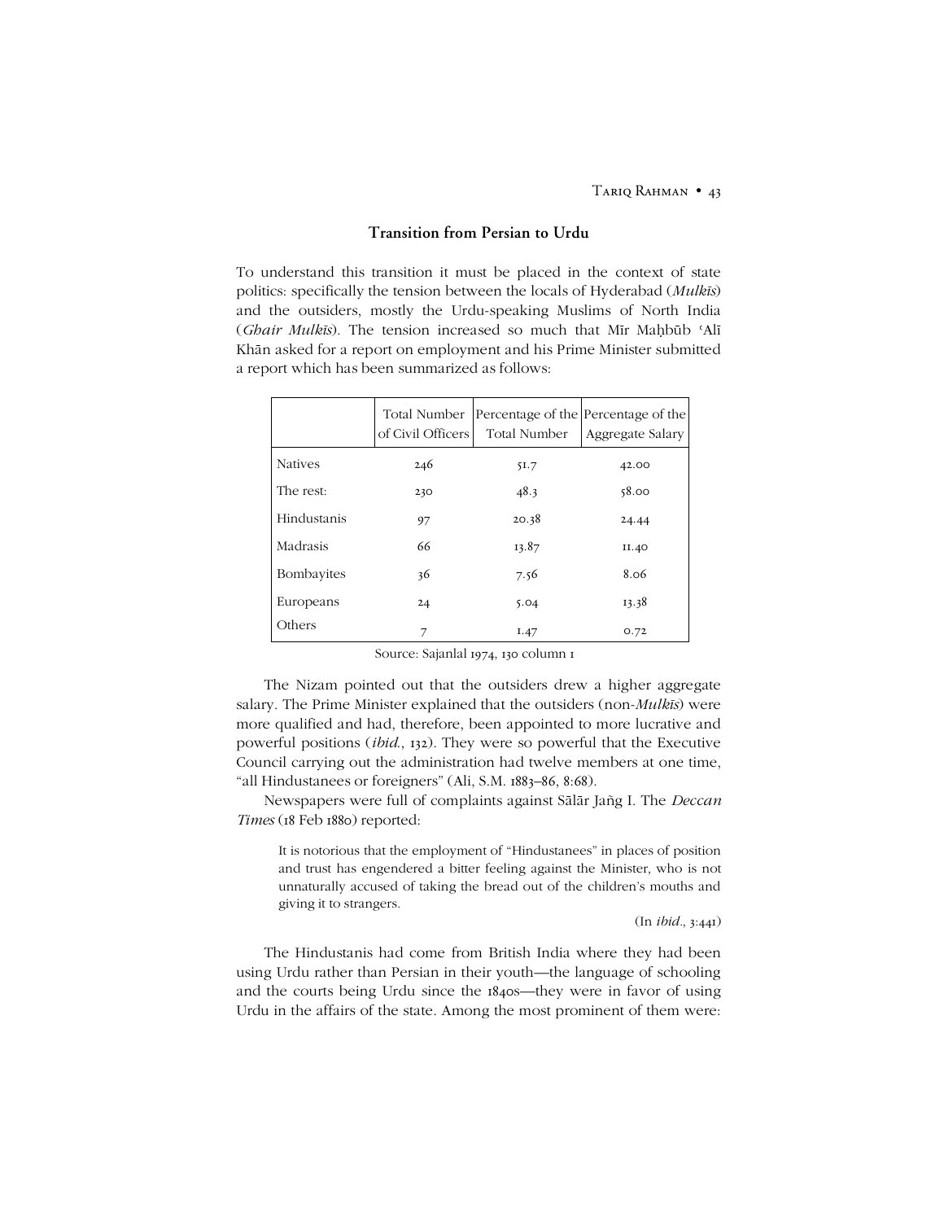## Transition from Persian to Urdu

To understand this transition it must be placed in the context of state politics: specifically the tension between the locals of Hyderabad (*Mulkīs*) and the outsiders, mostly the Urdu-speaking Muslims of North India (*Ghair Mulkīs*). The tension increased so much that Mīr Maḥbūb ʿAlī Khān asked for a report on employment and his Prime Minister submitted a report which has been summarized as follows:

| | Total Number of Civil Officers | Percentage of the Total Number | Percentage of the Aggregate Salary |
|---|---|---|---|
| Natives | 246 | 51.7 | 42.00 |
| The rest: | 230 | 48.3 | 58.00 |
| Hindustanis | 97 | 20.38 | 24.44 |
| Madrasis | 66 | 13.87 | 11.40 |
| Bombayites | 36 | 7.56 | 8.06 |
| Europeans | 24 | 5.04 | 13.38 |
| Others | 7 | 1.47 | 0.72 |

Source: Sajanlal 1974, 130 column 1

The Nizam pointed out that the outsiders drew a higher aggregate salary. The Prime Minister explained that the outsiders (non-*Mulkīs*) were more qualified and had, therefore, been appointed to more lucrative and powerful positions (*ibid.*, 132). They were so powerful that the Executive Council carrying out the administration had twelve members at one time, "all Hindustanees or foreigners" (Ali, S.M. 1883–86, 8:68).

Newspapers were full of complaints against Sālār Jañg I. The *Deccan Times* (18 Feb 1880) reported:

> It is notorious that the employment of "Hindustanees" in places of position and trust has engendered a bitter feeling against the Minister, who is not unnaturally accused of taking the bread out of the children's mouths and giving it to strangers.
>
> (In *ibid.*, 3:441)

The Hindustanis had come from British India where they had been using Urdu rather than Persian in their youth—the language of schooling and the courts being Urdu since the 1840s—they were in favor of using Urdu in the affairs of the state. Among the most prominent of them were: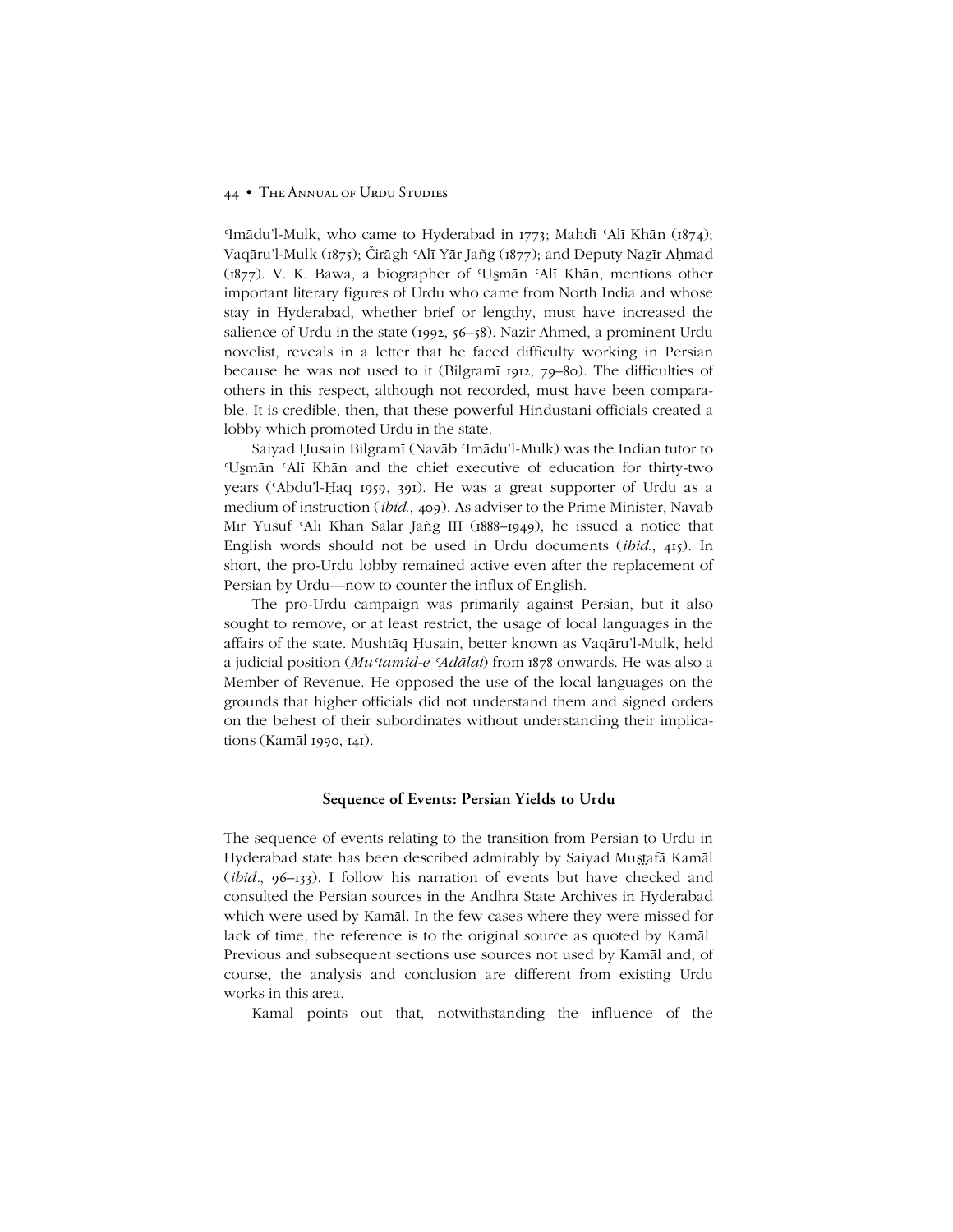ʿImādu'l-Mulk, who came to Hyderabad in 1773; Mahdī ʿAlī Khān (1874); Vaqāru'l-Mulk (1875); Čirāgh ʿAlī Yār Jañg (1877); and Deputy Naẕīr Aḥmad (1877). V. K. Bawa, a biographer of ʿUṣmān ʿAlī Khān, mentions other important literary figures of Urdu who came from North India and whose stay in Hyderabad, whether brief or lengthy, must have increased the salience of Urdu in the state (1992, 56–58). Nazir Ahmed, a prominent Urdu novelist, reveals in a letter that he faced difficulty working in Persian because he was not used to it (Bilgramī 1912, 79–80). The difficulties of others in this respect, although not recorded, must have been comparable. It is credible, then, that these powerful Hindustani officials created a lobby which promoted Urdu in the state.

Saiyad Ḥusain Bilgramī (Navāb ʿImādu'l-Mulk) was the Indian tutor to ʿUṣmān ʿAlī Khān and the chief executive of education for thirty-two years (ʿAbdu'l-Ḥaq 1959, 391). He was a great supporter of Urdu as a medium of instruction (*ibid.*, 409). As adviser to the Prime Minister, Navāb Mīr Yūsuf ʿAlī Khān Sālār Jañg III (1888–1949), he issued a notice that English words should not be used in Urdu documents (*ibid.*, 415). In short, the pro-Urdu lobby remained active even after the replacement of Persian by Urdu—now to counter the influx of English.

The pro-Urdu campaign was primarily against Persian, but it also sought to remove, or at least restrict, the usage of local languages in the affairs of the state. Mushtāq Ḥusain, better known as Vaqāru'l-Mulk, held a judicial position (*Muʿtamid-e ʿAdālat*) from 1878 onwards. He was also a Member of Revenue. He opposed the use of the local languages on the grounds that higher officials did not understand them and signed orders on the behest of their subordinates without understanding their implications (Kamāl 1990, 141).

## Sequence of Events: Persian Yields to Urdu

The sequence of events relating to the transition from Persian to Urdu in Hyderabad state has been described admirably by Saiyad Muṣṭafā Kamāl (*ibid.*, 96–133). I follow his narration of events but have checked and consulted the Persian sources in the Andhra State Archives in Hyderabad which were used by Kamāl. In the few cases where they were missed for lack of time, the reference is to the original source as quoted by Kamāl. Previous and subsequent sections use sources not used by Kamāl and, of course, the analysis and conclusion are different from existing Urdu works in this area.

Kamāl points out that, notwithstanding the influence of the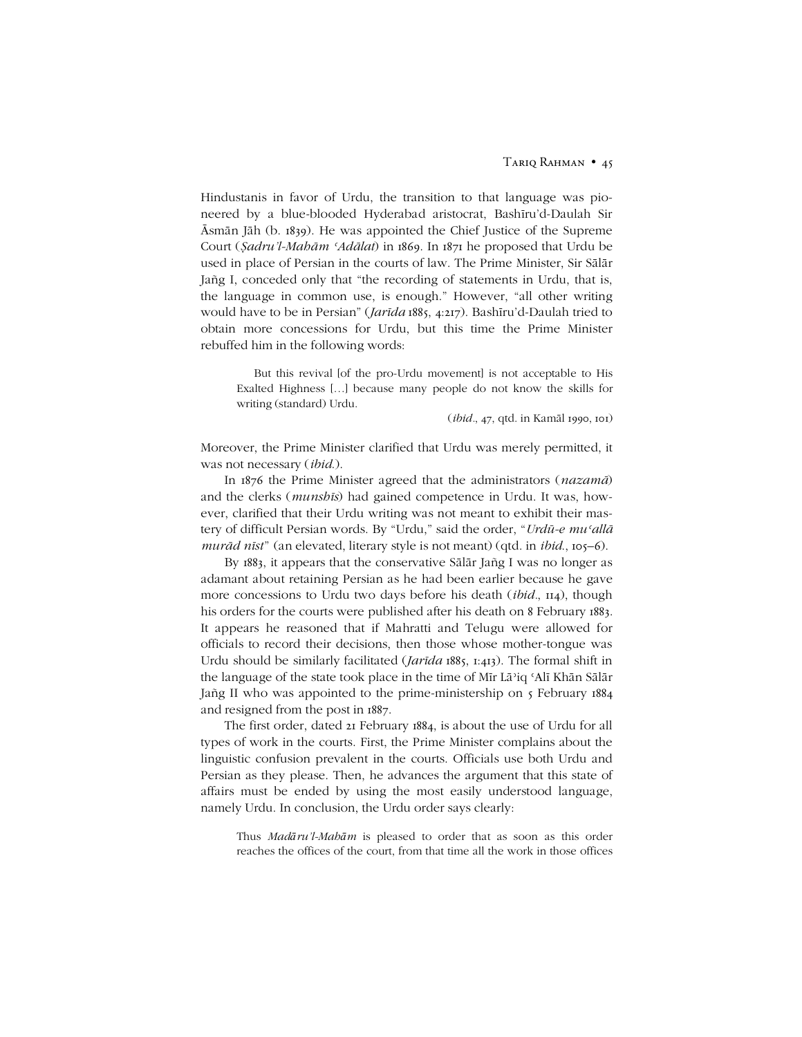Hindustanis in favor of Urdu, the transition to that language was pioneered by a blue-blooded Hyderabad aristocrat, Bashīru'd-Daulah Sir Āsmān Jāh (b. 1839). He was appointed the Chief Justice of the Supreme Court (*Ṣadru'l-Mahām ʿAdālat*) in 1869. In 1871 he proposed that Urdu be used in place of Persian in the courts of law. The Prime Minister, Sir Sālār Jañg I, conceded only that "the recording of statements in Urdu, that is, the language in common use, is enough." However, "all other writing would have to be in Persian" (*Jarīda* 1885, 4:217). Bashīru'd-Daulah tried to obtain more concessions for Urdu, but this time the Prime Minister rebuffed him in the following words:

> But this revival [of the pro-Urdu movement] is not acceptable to His Exalted Highness […] because many people do not know the skills for writing (standard) Urdu.
>
> (*ibid*., 47, qtd. in Kamāl 1990, 101)

Moreover, the Prime Minister clarified that Urdu was merely permitted, it was not necessary (*ibid.*).

In 1876 the Prime Minister agreed that the administrators (*nazamā*) and the clerks (*munshīs*) had gained competence in Urdu. It was, however, clarified that their Urdu writing was not meant to exhibit their mastery of difficult Persian words. By "Urdu," said the order, "*Urdū-e muʿallā murād nīst*" (an elevated, literary style is not meant) (qtd. in *ibid.*, 105–6).

By 1883, it appears that the conservative Sālār Jañg I was no longer as adamant about retaining Persian as he had been earlier because he gave more concessions to Urdu two days before his death (*ibid*., 114), though his orders for the courts were published after his death on 8 February 1883. It appears he reasoned that if Mahratti and Telugu were allowed for officials to record their decisions, then those whose mother-tongue was Urdu should be similarly facilitated (*Jarīda* 1885, 1:413). The formal shift in the language of the state took place in the time of Mīr Lāʾiq ʿAlī Khān Sālār Jañg II who was appointed to the prime-ministership on 5 February 1884 and resigned from the post in 1887.

The first order, dated 21 February 1884, is about the use of Urdu for all types of work in the courts. First, the Prime Minister complains about the linguistic confusion prevalent in the courts. Officials use both Urdu and Persian as they please. Then, he advances the argument that this state of affairs must be ended by using the most easily understood language, namely Urdu. In conclusion, the Urdu order says clearly:

> Thus *Madāru'l-Mahām* is pleased to order that as soon as this order reaches the offices of the court, from that time all the work in those offices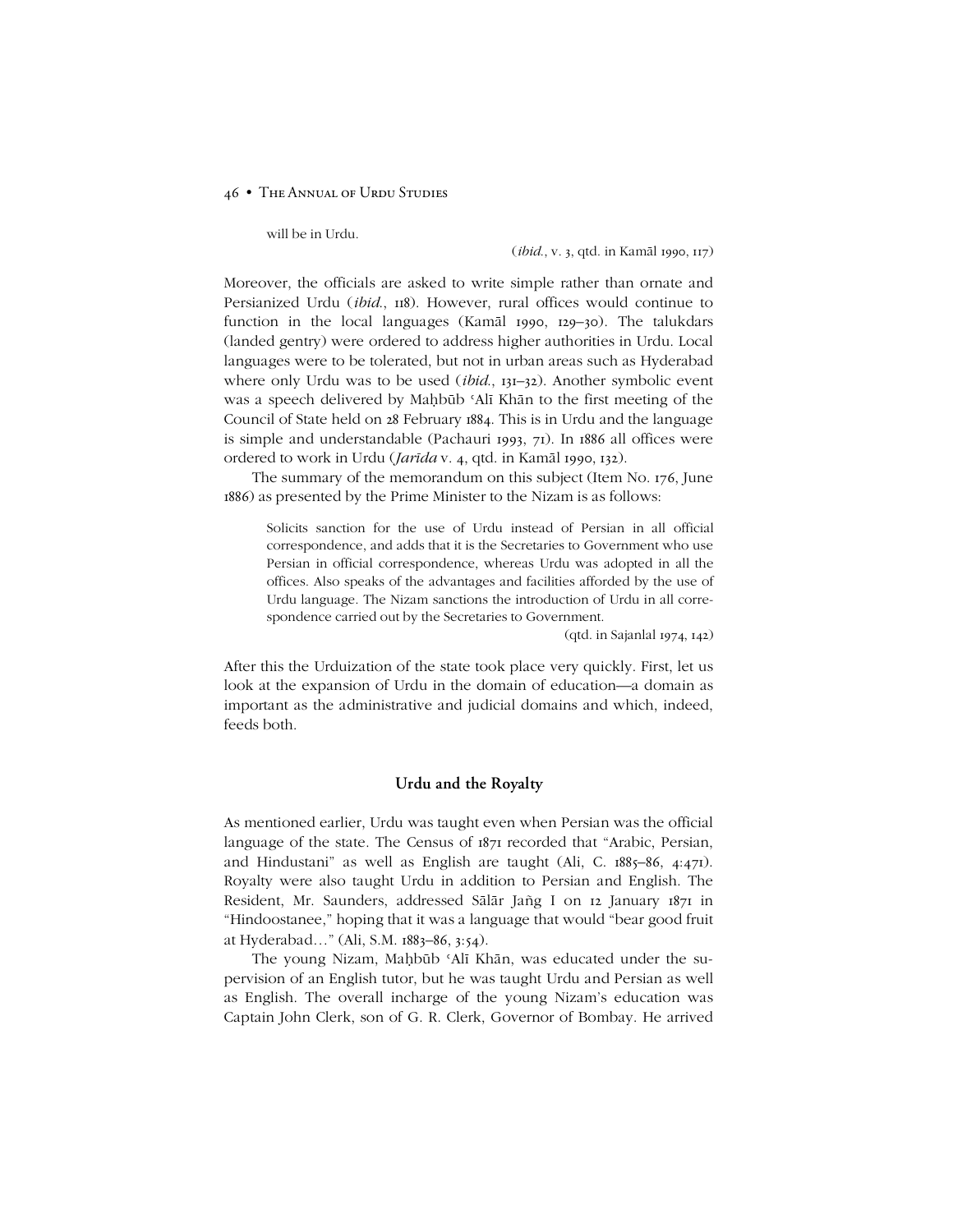> will be in Urdu.
>
> (*ibid.*, v. 3, qtd. in Kamāl 1990, 117)

Moreover, the officials are asked to write simple rather than ornate and Persianized Urdu (*ibid.*, 118). However, rural offices would continue to function in the local languages (Kamāl 1990, 129–30). The talukdars (landed gentry) were ordered to address higher authorities in Urdu. Local languages were to be tolerated, but not in urban areas such as Hyderabad where only Urdu was to be used (*ibid.*, 131–32). Another symbolic event was a speech delivered by Maḥbūb ʿAlī Khān to the first meeting of the Council of State held on 28 February 1884. This is in Urdu and the language is simple and understandable (Pachauri 1993, 71). In 1886 all offices were ordered to work in Urdu (*Jarīda* v. 4, qtd. in Kamāl 1990, 132).

The summary of the memorandum on this subject (Item No. 176, June 1886) as presented by the Prime Minister to the Nizam is as follows:

> Solicits sanction for the use of Urdu instead of Persian in all official correspondence, and adds that it is the Secretaries to Government who use Persian in official correspondence, whereas Urdu was adopted in all the offices. Also speaks of the advantages and facilities afforded by the use of Urdu language. The Nizam sanctions the introduction of Urdu in all correspondence carried out by the Secretaries to Government.
>
> (qtd. in Sajanlal 1974, 142)

After this the Urduization of the state took place very quickly. First, let us look at the expansion of Urdu in the domain of education—a domain as important as the administrative and judicial domains and which, indeed, feeds both.

### Urdu and the Royalty

As mentioned earlier, Urdu was taught even when Persian was the official language of the state. The Census of 1871 recorded that "Arabic, Persian, and Hindustani" as well as English are taught (Ali, C. 1885–86, 4:471). Royalty were also taught Urdu in addition to Persian and English. The Resident, Mr. Saunders, addressed Sālār Jaṅg I on 12 January 1871 in "Hindoostanee," hoping that it was a language that would "bear good fruit at Hyderabad…" (Ali, S.M. 1883–86, 3:54).

The young Nizam, Maḥbūb ʿAlī Khān, was educated under the supervision of an English tutor, but he was taught Urdu and Persian as well as English. The overall incharge of the young Nizam's education was Captain John Clerk, son of G. R. Clerk, Governor of Bombay. He arrived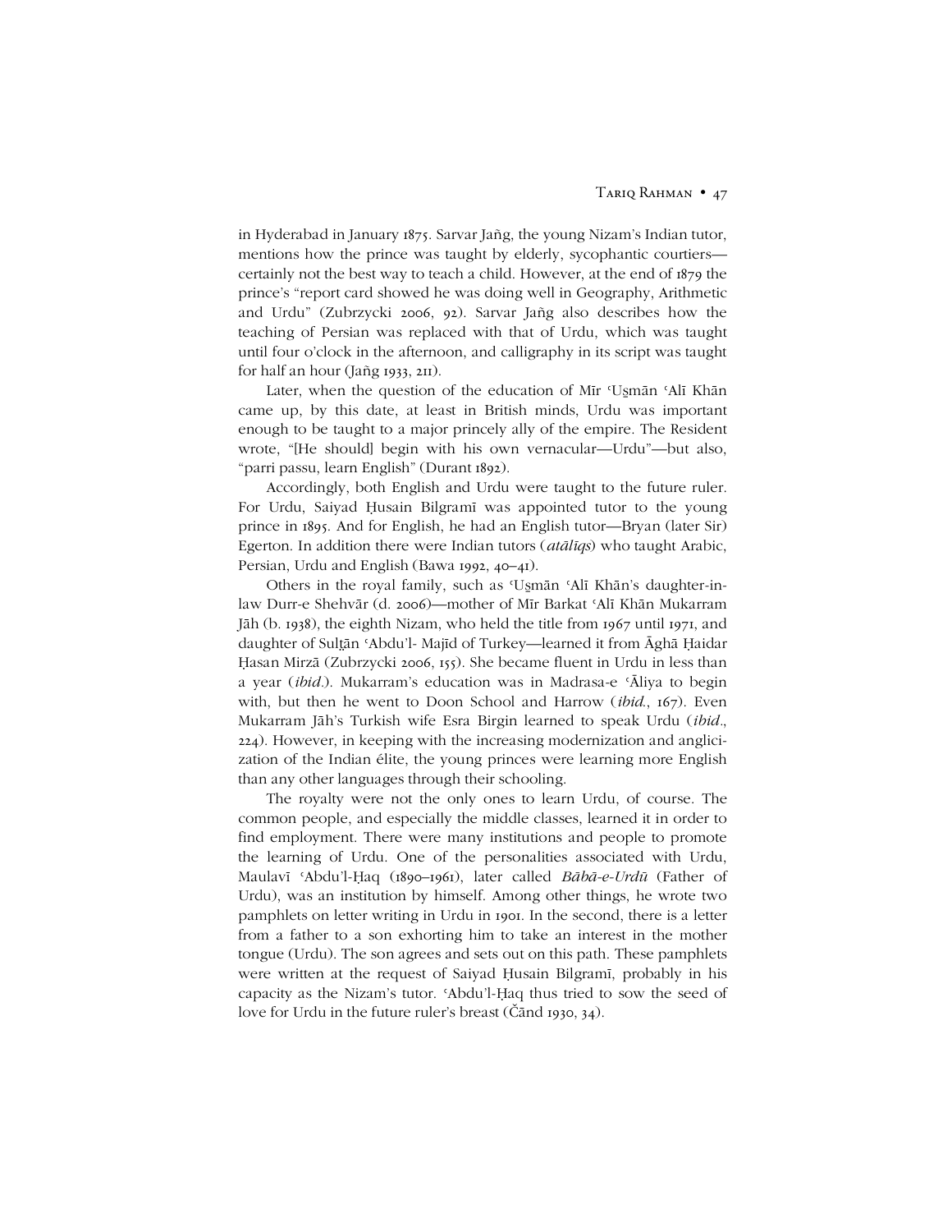in Hyderabad in January 1875. Sarvar Jaṅg, the young Nizam's Indian tutor, mentions how the prince was taught by elderly, sycophantic courtiers—certainly not the best way to teach a child. However, at the end of 1879 the prince's "report card showed he was doing well in Geography, Arithmetic and Urdu" (Zubrzycki 2006, 92). Sarvar Jaṅg also describes how the teaching of Persian was replaced with that of Urdu, which was taught until four o'clock in the afternoon, and calligraphy in its script was taught for half an hour (Jaṅg 1933, 211).

Later, when the question of the education of Mīr ʿUṣmān ʿAlī Khān came up, by this date, at least in British minds, Urdu was important enough to be taught to a major princely ally of the empire. The Resident wrote, "[He should] begin with his own vernacular—Urdu"—but also, "parri passu, learn English" (Durant 1892).

Accordingly, both English and Urdu were taught to the future ruler. For Urdu, Saiyad Ḥusain Bilgramī was appointed tutor to the young prince in 1895. And for English, he had an English tutor—Bryan (later Sir) Egerton. In addition there were Indian tutors (*atālīqs*) who taught Arabic, Persian, Urdu and English (Bawa 1992, 40–41).

Others in the royal family, such as ʿUṣmān ʿAlī Khān's daughter-in-law Durr-e Shehvār (d. 2006)—mother of Mīr Barkat ʿAlī Khān Mukarram Jāh (b. 1938), the eighth Nizam, who held the title from 1967 until 1971, and daughter of Sulṭān ʿAbdu'l- Majīd of Turkey—learned it from Āghā Ḥaidar Ḥasan Mirzā (Zubrzycki 2006, 155). She became fluent in Urdu in less than a year (*ibid.*). Mukarram's education was in Madrasa-e ʿĀliya to begin with, but then he went to Doon School and Harrow (*ibid.*, 167). Even Mukarram Jāh's Turkish wife Esra Birgin learned to speak Urdu (*ibid.*, 224). However, in keeping with the increasing modernization and anglicization of the Indian élite, the young princes were learning more English than any other languages through their schooling.

The royalty were not the only ones to learn Urdu, of course. The common people, and especially the middle classes, learned it in order to find employment. There were many institutions and people to promote the learning of Urdu. One of the personalities associated with Urdu, Maulavī ʿAbdu'l-Ḥaq (1890–1961), later called *Bābā-e-Urdū* (Father of Urdu), was an institution by himself. Among other things, he wrote two pamphlets on letter writing in Urdu in 1901. In the second, there is a letter from a father to a son exhorting him to take an interest in the mother tongue (Urdu). The son agrees and sets out on this path. These pamphlets were written at the request of Saiyad Ḥusain Bilgramī, probably in his capacity as the Nizam's tutor. ʿAbdu'l-Ḥaq thus tried to sow the seed of love for Urdu in the future ruler's breast (Čānd 1930, 34).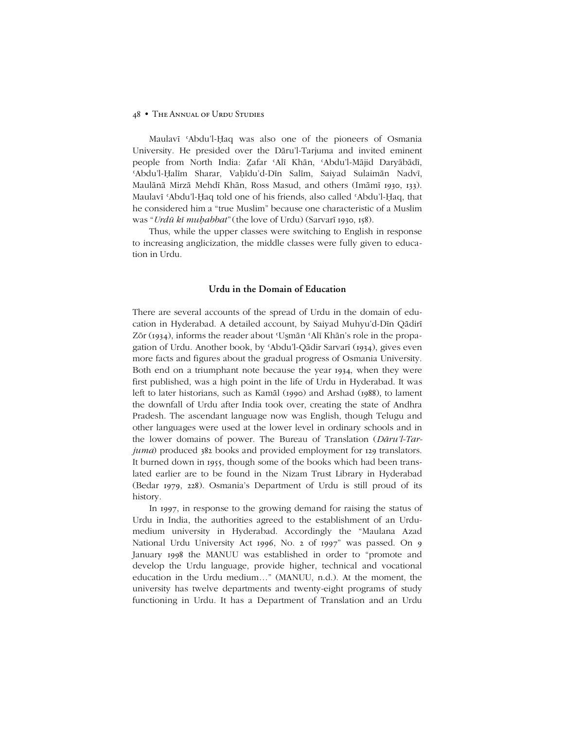Maulavī ʿAbdu'l-Ḥaq was also one of the pioneers of Osmania University. He presided over the Dāru'l-Tarjuma and invited eminent people from North India: Ẓafar ʿAlī Khān, ʿAbdu'l-Mājid Daryābādī, ʿAbdu'l-Ḥalīm Sharar, Vaḥīdu'd-Dīn Salīm, Saiyad Sulaimān Nadvī, Maulānā Mirzā Mehdī Khān, Ross Masud, and others (Imāmī 1930, 133). Maulavī ʿAbdu'l-Ḥaq told one of his friends, also called ʿAbdu'l-Ḥaq, that he considered him a "true Muslim" because one characteristic of a Muslim was "*Urdū kī muḥabbat*" (the love of Urdu) (Sarvarī 1930, 158).

Thus, while the upper classes were switching to English in response to increasing anglicization, the middle classes were fully given to education in Urdu.

## Urdu in the Domain of Education

There are several accounts of the spread of Urdu in the domain of education in Hyderabad. A detailed account, by Saiyad Muhyu'd-Dīn Qādirī Zōr (1934), informs the reader about ʿUs̤mān ʿAlī Khān's role in the propagation of Urdu. Another book, by ʿAbdu'l-Qādir Sarvarī (1934), gives even more facts and figures about the gradual progress of Osmania University. Both end on a triumphant note because the year 1934, when they were first published, was a high point in the life of Urdu in Hyderabad. It was left to later historians, such as Kamāl (1990) and Arshad (1988), to lament the downfall of Urdu after India took over, creating the state of Andhra Pradesh. The ascendant language now was English, though Telugu and other languages were used at the lower level in ordinary schools and in the lower domains of power. The Bureau of Translation (*Dāru'l-Tarjuma*) produced 382 books and provided employment for 129 translators. It burned down in 1955, though some of the books which had been translated earlier are to be found in the Nizam Trust Library in Hyderabad (Bedar 1979, 228). Osmania's Department of Urdu is still proud of its history.

In 1997, in response to the growing demand for raising the status of Urdu in India, the authorities agreed to the establishment of an Urdu-medium university in Hyderabad. Accordingly the "Maulana Azad National Urdu University Act 1996, No. 2 of 1997" was passed. On 9 January 1998 the MANUU was established in order to "promote and develop the Urdu language, provide higher, technical and vocational education in the Urdu medium…" (MANUU, n.d.). At the moment, the university has twelve departments and twenty-eight programs of study functioning in Urdu. It has a Department of Translation and an Urdu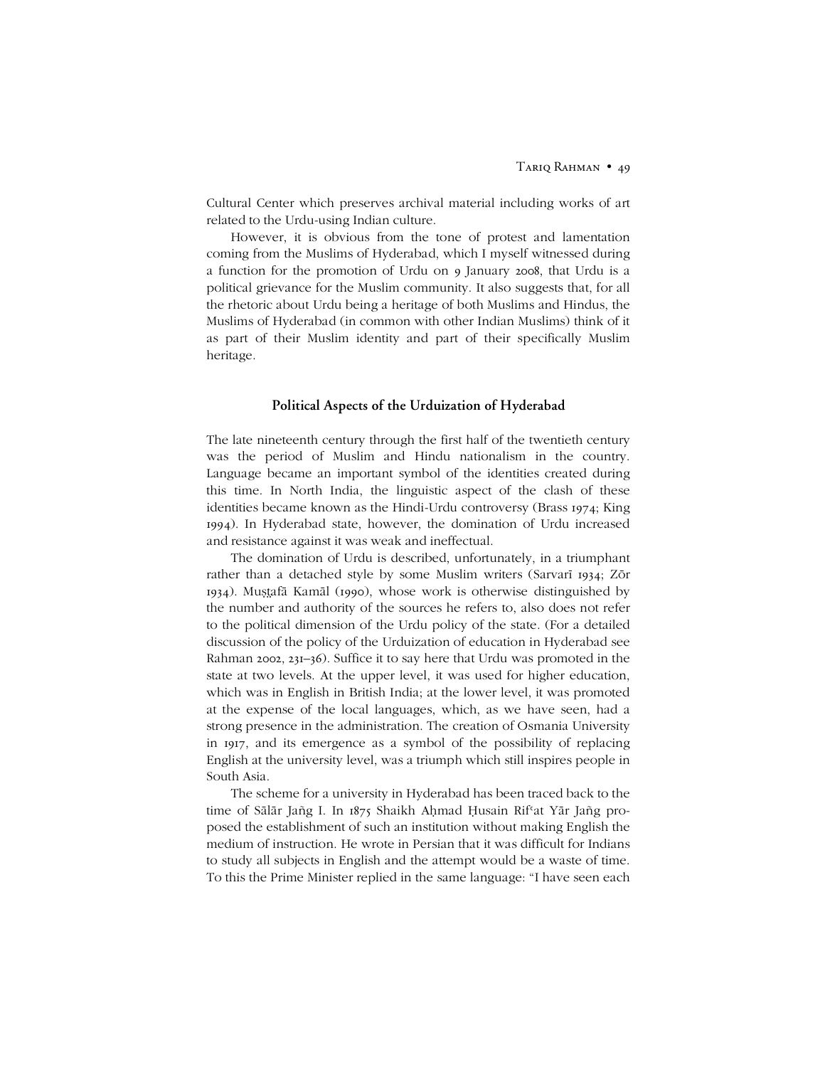Cultural Center which preserves archival material including works of art related to the Urdu-using Indian culture.

However, it is obvious from the tone of protest and lamentation coming from the Muslims of Hyderabad, which I myself witnessed during a function for the promotion of Urdu on 9 January 2008, that Urdu is a political grievance for the Muslim community. It also suggests that, for all the rhetoric about Urdu being a heritage of both Muslims and Hindus, the Muslims of Hyderabad (in common with other Indian Muslims) think of it as part of their Muslim identity and part of their specifically Muslim heritage.

## Political Aspects of the Urduization of Hyderabad

The late nineteenth century through the first half of the twentieth century was the period of Muslim and Hindu nationalism in the country. Language became an important symbol of the identities created during this time. In North India, the linguistic aspect of the clash of these identities became known as the Hindi-Urdu controversy (Brass 1974; King 1994). In Hyderabad state, however, the domination of Urdu increased and resistance against it was weak and ineffectual.

The domination of Urdu is described, unfortunately, in a triumphant rather than a detached style by some Muslim writers (Sarvarī 1934; Zōr 1934). Muṣṭafā Kamāl (1990), whose work is otherwise distinguished by the number and authority of the sources he refers to, also does not refer to the political dimension of the Urdu policy of the state. (For a detailed discussion of the policy of the Urduization of education in Hyderabad see Rahman 2002, 231–36). Suffice it to say here that Urdu was promoted in the state at two levels. At the upper level, it was used for higher education, which was in English in British India; at the lower level, it was promoted at the expense of the local languages, which, as we have seen, had a strong presence in the administration. The creation of Osmania University in 1917, and its emergence as a symbol of the possibility of replacing English at the university level, was a triumph which still inspires people in South Asia.

The scheme for a university in Hyderabad has been traced back to the time of Sālār Jañg I. In 1875 Shaikh Aḥmad Ḥusain Rifʿat Yār Jañg proposed the establishment of such an institution without making English the medium of instruction. He wrote in Persian that it was difficult for Indians to study all subjects in English and the attempt would be a waste of time. To this the Prime Minister replied in the same language: "I have seen each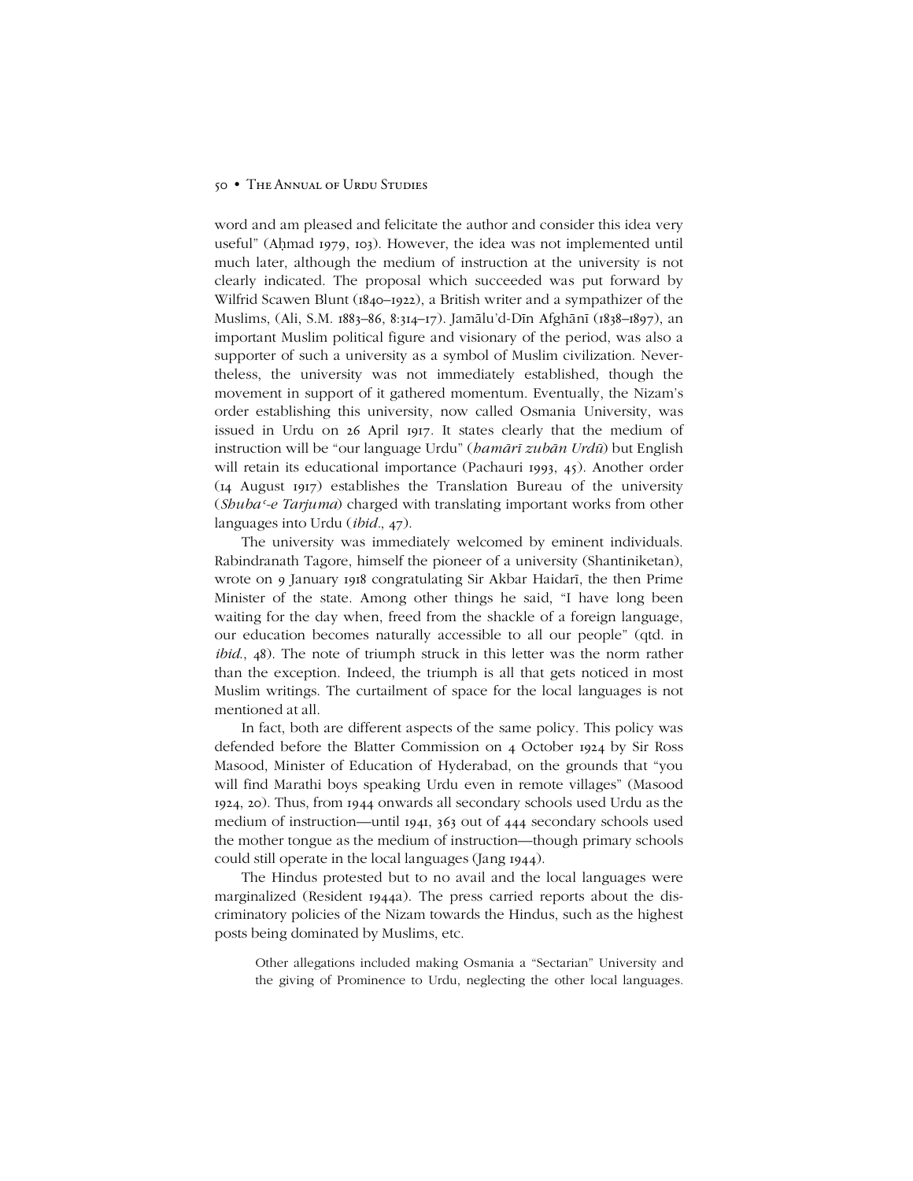word and am pleased and felicitate the author and consider this idea very useful" (Aḥmad 1979, 103). However, the idea was not implemented until much later, although the medium of instruction at the university is not clearly indicated. The proposal which succeeded was put forward by Wilfrid Scawen Blunt (1840–1922), a British writer and a sympathizer of the Muslims, (Ali, S.M. 1883–86, 8:314–17). Jamālu'd-Dīn Afghānī (1838–1897), an important Muslim political figure and visionary of the period, was also a supporter of such a university as a symbol of Muslim civilization. Nevertheless, the university was not immediately established, though the movement in support of it gathered momentum. Eventually, the Nizam's order establishing this university, now called Osmania University, was issued in Urdu on 26 April 1917. It states clearly that the medium of instruction will be "our language Urdu" (*hamārī zubān Urdū*) but English will retain its educational importance (Pachauri 1993, 45). Another order (14 August 1917) establishes the Translation Bureau of the university (*Shubaʿ-e Tarjuma*) charged with translating important works from other languages into Urdu (*ibid*., 47).

The university was immediately welcomed by eminent individuals. Rabindranath Tagore, himself the pioneer of a university (Shantiniketan), wrote on 9 January 1918 congratulating Sir Akbar Haidarī, the then Prime Minister of the state. Among other things he said, "I have long been waiting for the day when, freed from the shackle of a foreign language, our education becomes naturally accessible to all our people" (qtd. in *ibid*., 48). The note of triumph struck in this letter was the norm rather than the exception. Indeed, the triumph is all that gets noticed in most Muslim writings. The curtailment of space for the local languages is not mentioned at all.

In fact, both are different aspects of the same policy. This policy was defended before the Blatter Commission on 4 October 1924 by Sir Ross Masood, Minister of Education of Hyderabad, on the grounds that "you will find Marathi boys speaking Urdu even in remote villages" (Masood 1924, 20). Thus, from 1944 onwards all secondary schools used Urdu as the medium of instruction—until 1941, 363 out of 444 secondary schools used the mother tongue as the medium of instruction—though primary schools could still operate in the local languages (Jang 1944).

The Hindus protested but to no avail and the local languages were marginalized (Resident 1944a). The press carried reports about the discriminatory policies of the Nizam towards the Hindus, such as the highest posts being dominated by Muslims, etc.

> Other allegations included making Osmania a "Sectarian" University and the giving of Prominence to Urdu, neglecting the other local languages.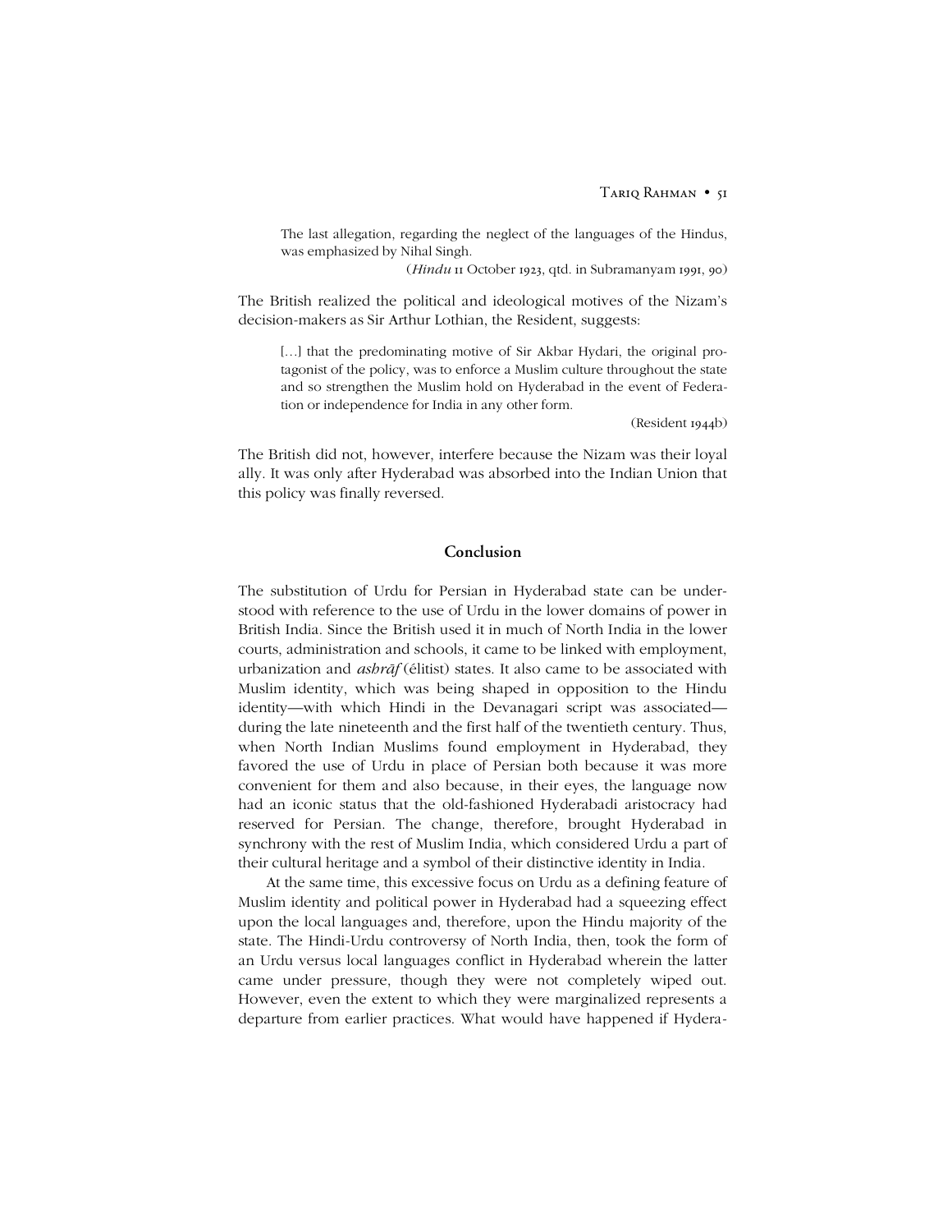> The last allegation, regarding the neglect of the languages of the Hindus, was emphasized by Nihal Singh.
>
> (*Hindu* 11 October 1923, qtd. in Subramanyam 1991, 90)

The British realized the political and ideological motives of the Nizam's decision-makers as Sir Arthur Lothian, the Resident, suggests:

> […] that the predominating motive of Sir Akbar Hydari, the original protagonist of the policy, was to enforce a Muslim culture throughout the state and so strengthen the Muslim hold on Hyderabad in the event of Federation or independence for India in any other form.
>
> (Resident 1944b)

The British did not, however, interfere because the Nizam was their loyal ally. It was only after Hyderabad was absorbed into the Indian Union that this policy was finally reversed.

## Conclusion

The substitution of Urdu for Persian in Hyderabad state can be understood with reference to the use of Urdu in the lower domains of power in British India. Since the British used it in much of North India in the lower courts, administration and schools, it came to be linked with employment, urbanization and *ashrāf* (élitist) states. It also came to be associated with Muslim identity, which was being shaped in opposition to the Hindu identity—with which Hindi in the Devanagari script was associated—during the late nineteenth and the first half of the twentieth century. Thus, when North Indian Muslims found employment in Hyderabad, they favored the use of Urdu in place of Persian both because it was more convenient for them and also because, in their eyes, the language now had an iconic status that the old-fashioned Hyderabadi aristocracy had reserved for Persian. The change, therefore, brought Hyderabad in synchrony with the rest of Muslim India, which considered Urdu a part of their cultural heritage and a symbol of their distinctive identity in India.

At the same time, this excessive focus on Urdu as a defining feature of Muslim identity and political power in Hyderabad had a squeezing effect upon the local languages and, therefore, upon the Hindu majority of the state. The Hindi-Urdu controversy of North India, then, took the form of an Urdu versus local languages conflict in Hyderabad wherein the latter came under pressure, though they were not completely wiped out. However, even the extent to which they were marginalized represents a departure from earlier practices. What would have happened if Hydera-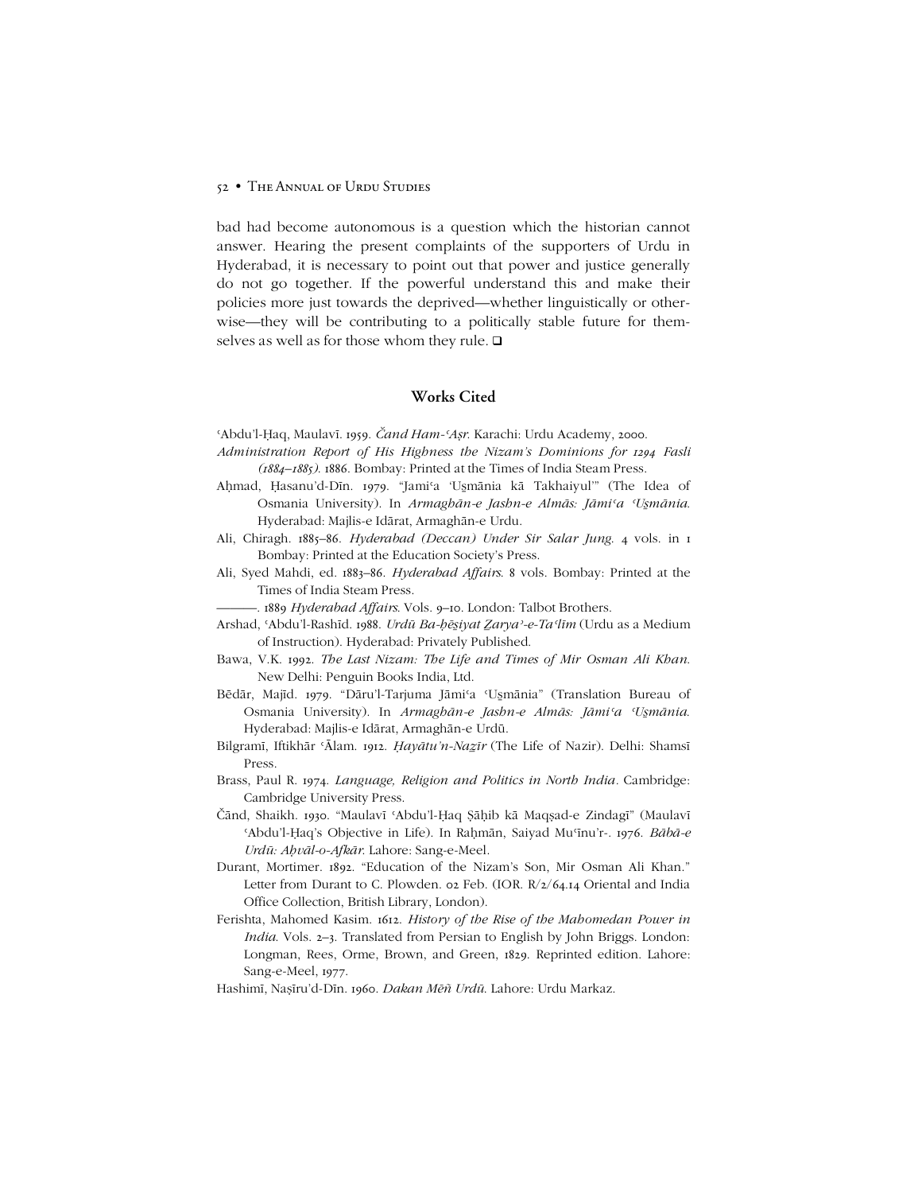bad had become autonomous is a question which the historian cannot answer. Hearing the present complaints of the supporters of Urdu in Hyderabad, it is necessary to point out that power and justice generally do not go together. If the powerful understand this and make their policies more just towards the deprived—whether linguistically or otherwise—they will be contributing to a politically stable future for themselves as well as for those whom they rule. ❑

## Works Cited

ʿAbdu'l-Ḥaq, Maulavī. 1959. *Čand Ham-ʿAṣr.* Karachi: Urdu Academy, 2000.

*Administration Report of His Highness the Nizam's Dominions for 1294 Fasli (1884–1885).* 1886. Bombay: Printed at the Times of India Steam Press.

Aḥmad, Ḥasanu'd-Dīn. 1979. "Jamiʿa ʿUṣmānia kā Takhaiyul'" (The Idea of Osmania University). In *Armaghān-e Jashn-e Almās: Jāmiʿa ʿUṣmānia.* Hyderabad: Majlis-e Idārat, Armaghān-e Urdu.

Ali, Chiragh. 1885–86. *Hyderabad (Deccan) Under Sir Salar Jung.* 4 vols. in 1 Bombay: Printed at the Education Society's Press.

Ali, Syed Mahdi, ed. 1883–86. *Hyderabad Affairs.* 8 vols. Bombay: Printed at the Times of India Steam Press.

———. 1889 *Hyderabad Affairs.* Vols. 9–10. London: Talbot Brothers.

Arshad, ʿAbdu'l-Rashīd. 1988. *Urdū Ba-ḥēṣiyat Ẕarya'-e-Taʿlīm* (Urdu as a Medium of Instruction). Hyderabad: Privately Published.

Bawa, V.K. 1992. *The Last Nizam: The Life and Times of Mir Osman Ali Khan.* New Delhi: Penguin Books India, Ltd.

Bēdār, Majīd. 1979. "Dāru'l-Tarjuma Jāmiʿa ʿUṣmānia" (Translation Bureau of Osmania University). In *Armaghān-e Jashn-e Almās: Jāmiʿa ʿUṣmānia.* Hyderabad: Majlis-e Idārat, Armaghān-e Urdū.

Bilgramī, Iftikhār ʿĀlam. 1912. *Ḥayātu'n-Naẕīr* (The Life of Nazir). Delhi: Shamsī Press.

Brass, Paul R. 1974. *Language, Religion and Politics in North India*. Cambridge: Cambridge University Press.

Čānd, Shaikh. 1930. "Maulavī ʿAbdu'l-Ḥaq Ṣāḥib kā Maqṣad-e Zindagī" (Maulavī ʿAbdu'l-Ḥaq's Objective in Life). In Raḥmān, Saiyad Muʿīnu'r-. 1976. *Bābā-e Urdū: Aḥvāl-o-Afkār.* Lahore: Sang-e-Meel.

Durant, Mortimer. 1892. "Education of the Nizam's Son, Mir Osman Ali Khan." Letter from Durant to C. Plowden. 02 Feb. (IOR. R/2/64.14 Oriental and India Office Collection, British Library, London).

Ferishta, Mahomed Kasim. 1612. *History of the Rise of the Mahomedan Power in India.* Vols. 2–3. Translated from Persian to English by John Briggs. London: Longman, Rees, Orme, Brown, and Green, 1829. Reprinted edition. Lahore: Sang-e-Meel, 1977.

Hashimī, Naṣīru'd-Dīn. 1960. *Dakan Mēñ Urdū.* Lahore: Urdu Markaz.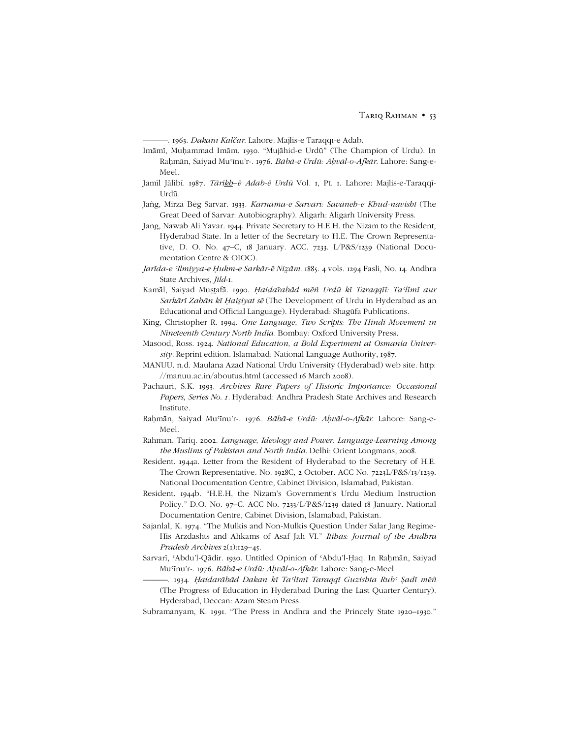———. 1963. *Dakanī Kalčar*. Lahore: Majlis-e Taraqqī-e Adab.

Imāmī, Muḥammad Imām. 1930. "Mujāhid-e Urdū" (The Champion of Urdu). In Raḥmān, Saiyad Muʿīnu'r-. 1976. *Bābā-e Urdū: Aḥvāl-o-Afkār*. Lahore: Sang-e-Meel.

Jamīl Jālibī. 1987. *Tārīkh–ē Adab-ē Urdū* Vol. 1, Pt. 1. Lahore: Majlis-e-Taraqqī-Urdū.

Jaṅg, Mirzā Bēg Sarvar. 1933. *Kārnāma-e Sarvarī: Savāneh-e Khud-navisht* (The Great Deed of Sarvar: Autobiography). Aligarh: Aligarh University Press.

Jang, Nawab Ali Yavar. 1944. Private Secretary to H.E.H. the Nizam to the Resident, Hyderabad State. In a letter of the Secretary to H.E. The Crown Representative, D. O. No. 47–C, 18 January. ACC. 7233. L/P&S/1239 (National Documentation Centre & OIOC).

*Jarīda-e ʿIlmiyya-e Ḥukm-e Sarkār-ē Niẓām*. 1885. 4 vols. 1294 Fasli, No. 14. Andhra State Archives, *Jild*-1.

Kamāl, Saiyad Muṣṭafā. 1990. *Ḥaidarābād mēṅ Urdū kī Taraqqīī: Taʿlīmī aur Sarkārī Zabān kī Ḥaiṣiyat sē* (The Development of Urdu in Hyderabad as an Educational and Official Language). Hyderabad: Shagūfa Publications.

King, Christopher R. 1994. *One Language, Two Scripts: The Hindi Movement in Nineteenth Century North India*. Bombay: Oxford University Press.

Masood, Ross. 1924. *National Education, a Bold Experiment at Osmania University*. Reprint edition. Islamabad: National Language Authority, 1987.

MANUU. n.d. Maulana Azad National Urdu University (Hyderabad) web site. http://manuu.ac.in/aboutus.html (accessed 16 March 2008).

Pachauri, S.K. 1993. *Archives Rare Papers of Historic Importance: Occasional Papers, Series No. 1*. Hyderabad: Andhra Pradesh State Archives and Research Institute.

Raḥmān, Saiyad Muʿīnu'r-. 1976. *Bābā-e Urdū: Aḥvāl-o-Afkār*. Lahore: Sang-e-Meel.

Rahman, Tariq. 2002. *Language, Ideology and Power: Language-Learning Among the Muslims of Pakistan and North India*. Delhi: Orient Longmans, 2008.

Resident. 1944a. Letter from the Resident of Hyderabad to the Secretary of H.E. The Crown Representative. No. 1928C, 2 October. ACC No. 7223L/P&S/13/1239. National Documentation Centre, Cabinet Division, Islamabad, Pakistan.

Resident. 1944b. "H.E.H, the Nizam's Government's Urdu Medium Instruction Policy." D.O. No. 97–C. ACC No. 7233/L/P&S/1239 dated 18 January. National Documentation Centre, Cabinet Division, Islamabad, Pakistan.

Sajanlal, K. 1974. "The Mulkis and Non-Mulkis Question Under Salar Jang Regime-His Arzdashts and Ahkams of Asaf Jah VI." *Itihās: Journal of the Andhra Pradesh Archives* 2(1):129–45.

Sarvarī, ʿAbdu'l-Qādir. 1930. Untitled Opinion of ʿAbdu'l-Ḥaq. In Raḥmān, Saiyad Muʿīnu'r-. 1976. *Bābā-e Urdū: Aḥvāl-o-Afkār*. Lahore: Sang-e-Meel.

———. 1934. *Ḥaidarābād Dakan kī Taʿlīmī Taraqqī Guzishta Rubʿ Ṣadī mēṅ* (The Progress of Education in Hyderabad During the Last Quarter Century). Hyderabad, Deccan: Azam Steam Press.

Subramanyam, K. 1991. "The Press in Andhra and the Princely State 1920–1930."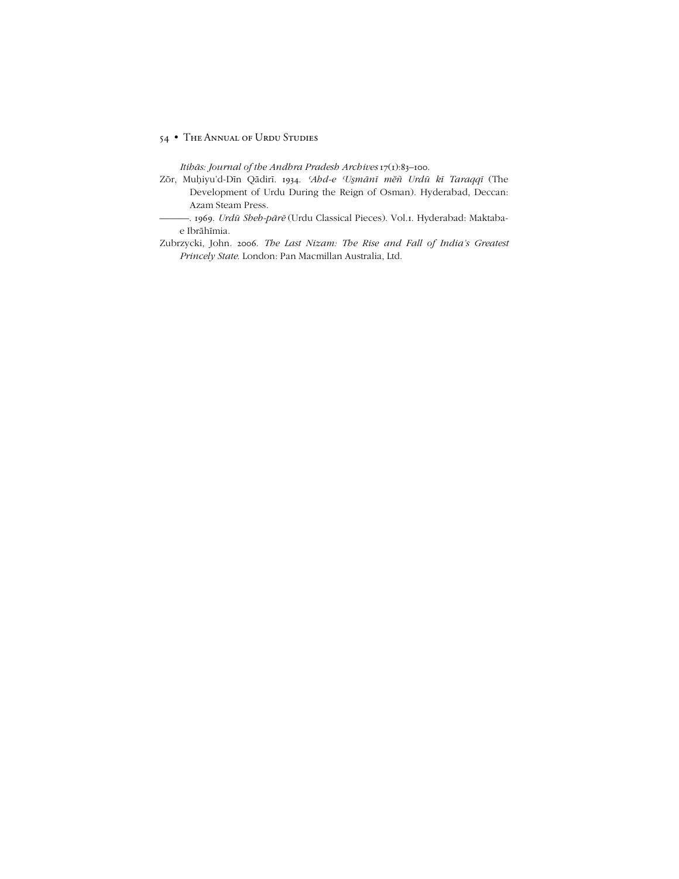*Itihās: Journal of the Andhra Pradesh Archives* 17(1):83–100.

Zōr, Muḥiyu'd-Dīn Qādirī. 1934. *'Ahd-e 'Uṣmānī mĕṅ Urdū kī Taraqqī* (The Development of Urdu During the Reign of Osman). Hyderabad, Deccan: Azam Steam Press.

———. 1969. *Urdū Sheh-pārē* (Urdu Classical Pieces). Vol.1. Hyderabad: Maktaba-e Ibrāhīmia.

Zubrzycki, John. 2006. *The Last Nizam: The Rise and Fall of India's Greatest Princely State*. London: Pan Macmillan Australia, Ltd.